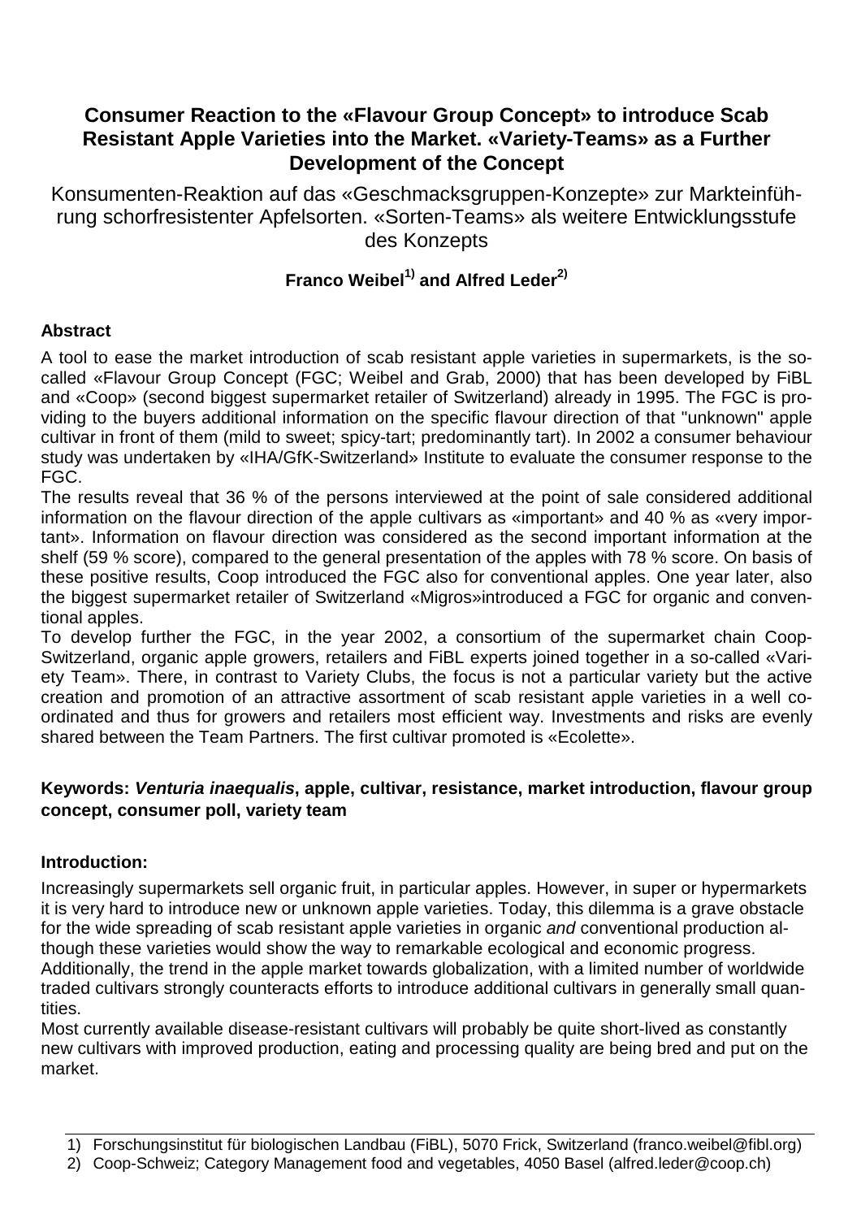# Consumer Reaction to the «Flavour Group Concept» to introduce Scab Resistant Apple Varieties into the Market. «Variety-Teams» as a Further Development of the Concept

Konsumenten-Reaktion auf das «Geschmacksgruppen-Konzepte» zur Markteinführung schorfresistenter Apfelsorten. «Sorten-Teams» als weitere Entwicklungsstufe des Konzepts

**Franco Weibel[1] and Alfred Leder[2]**

## Abstract

A tool to ease the market introduction of scab resistant apple varieties in supermarkets, is the so-called «Flavour Group Concept (FGC; Weibel and Grab, 2000) that has been developed by FiBL and «Coop» (second biggest supermarket retailer of Switzerland) already in 1995. The FGC is providing to the buyers additional information on the specific flavour direction of that "unknown" apple cultivar in front of them (mild to sweet; spicy-tart; predominantly tart). In 2002 a consumer behaviour study was undertaken by «IHA/GfK-Switzerland» Institute to evaluate the consumer response to the FGC.

The results reveal that 36 % of the persons interviewed at the point of sale considered additional information on the flavour direction of the apple cultivars as «important» and 40 % as «very important». Information on flavour direction was considered as the second important information at the shelf (59 % score), compared to the general presentation of the apples with 78 % score. On basis of these positive results, Coop introduced the FGC also for conventional apples. One year later, also the biggest supermarket retailer of Switzerland «Migros»introduced a FGC for organic and conventional apples.

To develop further the FGC, in the year 2002, a consortium of the supermarket chain Coop-Switzerland, organic apple growers, retailers and FiBL experts joined together in a so-called «Variety Team». There, in contrast to Variety Clubs, the focus is not a particular variety but the active creation and promotion of an attractive assortment of scab resistant apple varieties in a well co-ordinated and thus for growers and retailers most efficient way. Investments and risks are evenly shared between the Team Partners. The first cultivar promoted is «Ecolette».

**Keywords: *Venturia inaequalis*, apple, cultivar, resistance, market introduction, flavour group concept, consumer poll, variety team**

## Introduction:

Increasingly supermarkets sell organic fruit, in particular apples. However, in super or hypermarkets it is very hard to introduce new or unknown apple varieties. Today, this dilemma is a grave obstacle for the wide spreading of scab resistant apple varieties in organic *and* conventional production although these varieties would show the way to remarkable ecological and economic progress.
Additionally, the trend in the apple market towards globalization, with a limited number of worldwide traded cultivars strongly counteracts efforts to introduce additional cultivars in generally small quantities.

Most currently available disease-resistant cultivars will probably be quite short-lived as constantly new cultivars with improved production, eating and processing quality are being bred and put on the market.

1) Forschungsinstitut für biologischen Landbau (FiBL), 5070 Frick, Switzerland (franco.weibel@fibl.org)
2) Coop-Schweiz; Category Management food and vegetables, 4050 Basel (alfred.leder@coop.ch)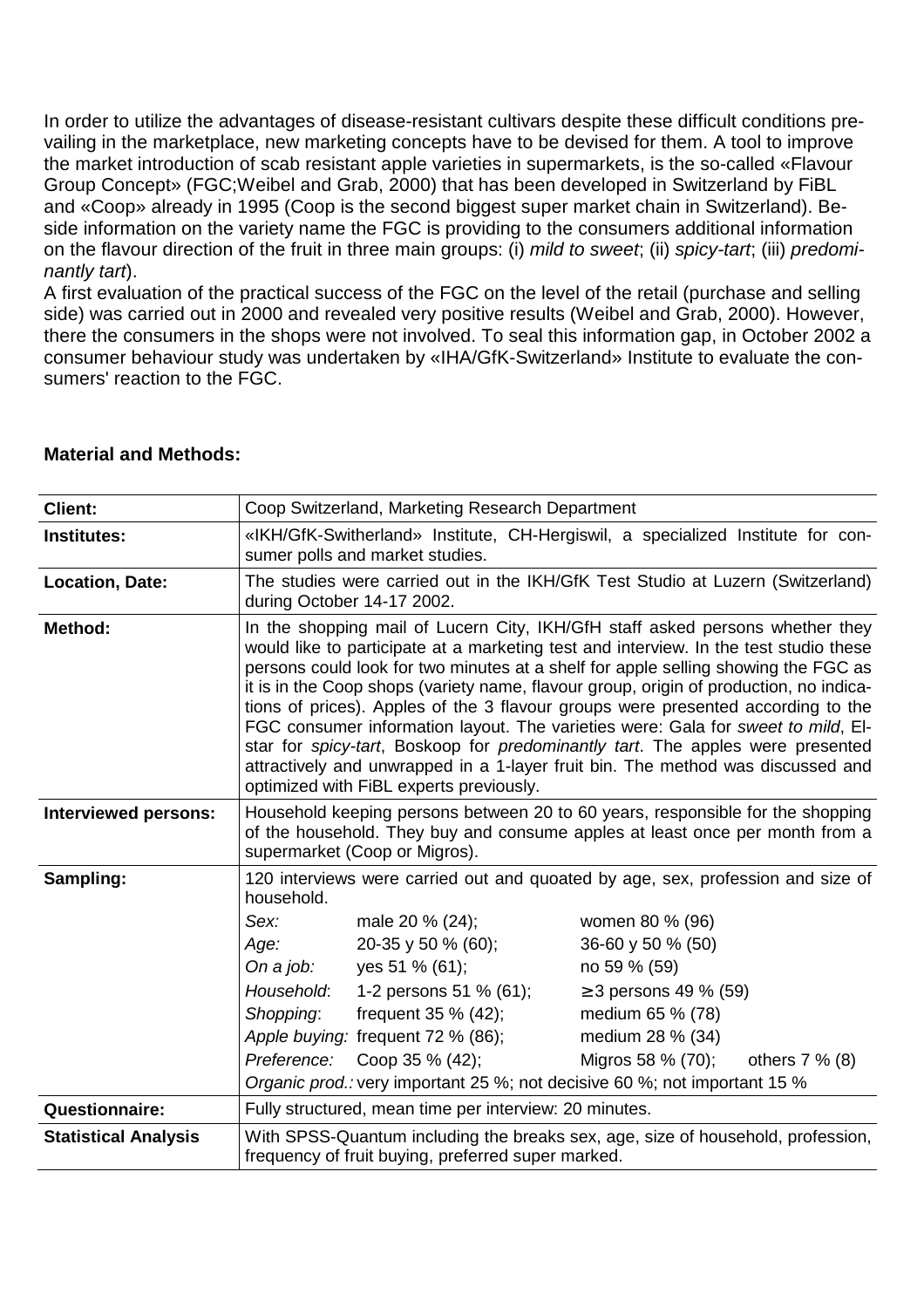In order to utilize the advantages of disease-resistant cultivars despite these difficult conditions prevailing in the marketplace, new marketing concepts have to be devised for them. A tool to improve the market introduction of scab resistant apple varieties in supermarkets, is the so-called «Flavour Group Concept» (FGC;Weibel and Grab, 2000) that has been developed in Switzerland by FiBL and «Coop» already in 1995 (Coop is the second biggest super market chain in Switzerland). Beside information on the variety name the FGC is providing to the consumers additional information on the flavour direction of the fruit in three main groups: (i) *mild to sweet*; (ii) *spicy-tart*; (iii) *predominantly tart*).

A first evaluation of the practical success of the FGC on the level of the retail (purchase and selling side) was carried out in 2000 and revealed very positive results (Weibel and Grab, 2000). However, there the consumers in the shops were not involved. To seal this information gap, in October 2002 a consumer behaviour study was undertaken by «IHA/GfK-Switzerland» Institute to evaluate the consumers' reaction to the FGC.

## Material and Methods:

| | |
|---|---|
| **Client:** | Coop Switzerland, Marketing Research Department |
| **Institutes:** | «IKH/GfK-Switherland» Institute, CH-Hergiswil, a specialized Institute for consumer polls and market studies. |
| **Location, Date:** | The studies were carried out in the IKH/GfK Test Studio at Luzern (Switzerland) during October 14-17 2002. |
| **Method:** | In the shopping mail of Lucern City, IKH/GfH staff asked persons whether they would like to participate at a marketing test and interview. In the test studio these persons could look for two minutes at a shelf for apple selling showing the FGC as it is in the Coop shops (variety name, flavour group, origin of production, no indications of prices). Apples of the 3 flavour groups were presented according to the FGC consumer information layout. The varieties were: Gala for *sweet to mild*, Elstar for *spicy-tart*, Boskoop for *predominantly tart*. The apples were presented attractively and unwrapped in a 1-layer fruit bin. The method was discussed and optimized with FiBL experts previously. |
| **Interviewed persons:** | Household keeping persons between 20 to 60 years, responsible for the shopping of the household. They buy and consume apples at least once per month from a supermarket (Coop or Migros). |
| **Sampling:** | 120 interviews were carried out and quoated by age, sex, profession and size of household.<br>*Sex:* male 20 % (24); women 80 % (96)<br>*Age:* 20-35 y 50 % (60); 36-60 y 50 % (50)<br>*On a job:* yes 51 % (61); no 59 % (59)<br>*Household*: 1-2 persons 51 % (61); ≥ 3 persons 49 % (59)<br>*Shopping*: frequent 35 % (42); medium 65 % (78)<br>*Apple buying:* frequent 72 % (86); medium 28 % (34)<br>*Preference:* Coop 35 % (42); Migros 58 % (70); others 7 % (8)<br>*Organic prod.:* very important 25 %; not decisive 60 %; not important 15 % |
| **Questionnaire:** | Fully structured, mean time per interview: 20 minutes. |
| **Statistical Analysis** | With SPSS-Quantum including the breaks sex, age, size of household, profession, frequency of fruit buying, preferred super marked. |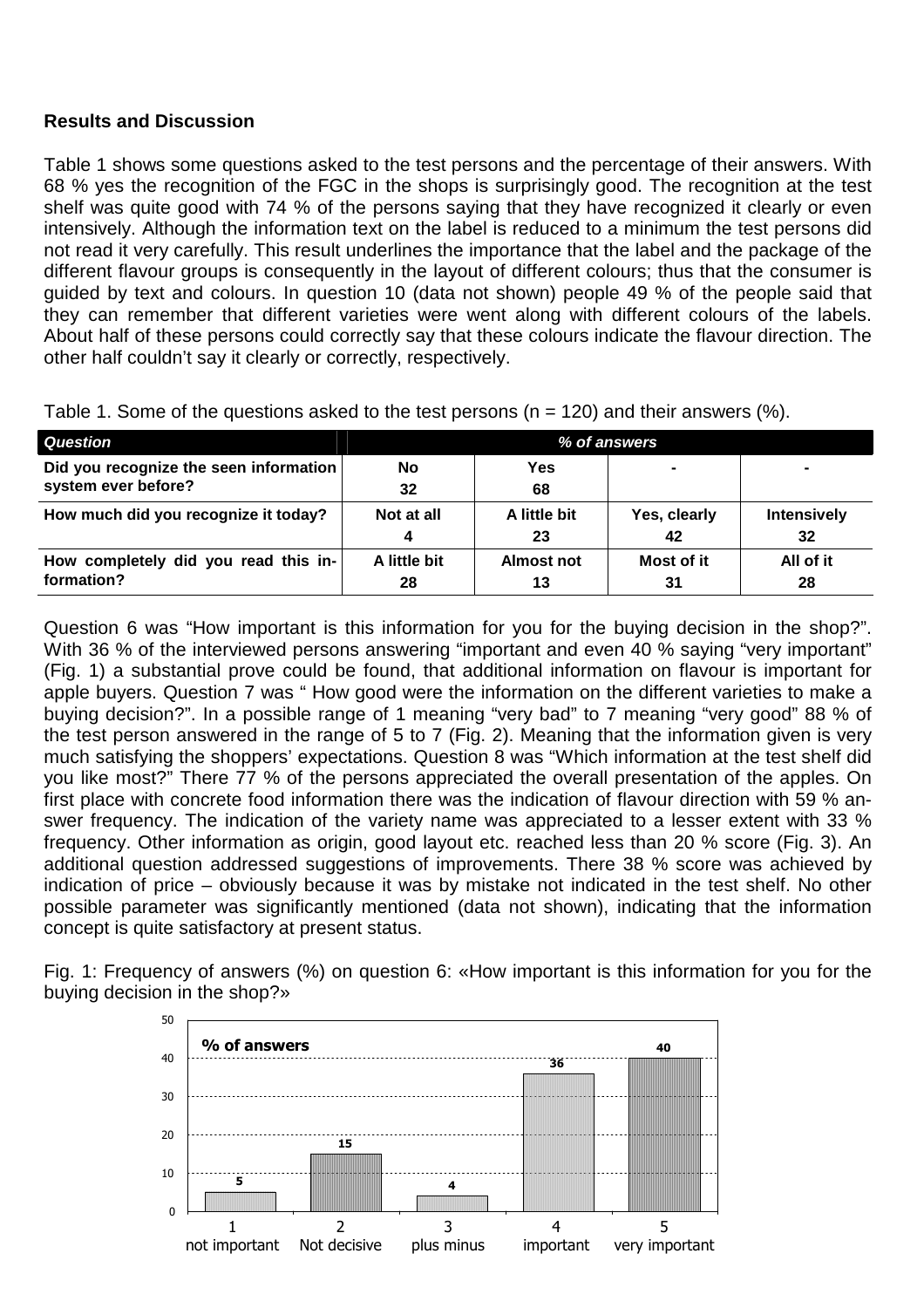## Results and Discussion

Table 1 shows some questions asked to the test persons and the percentage of their answers. With 68 % yes the recognition of the FGC in the shops is surprisingly good. The recognition at the test shelf was quite good with 74 % of the persons saying that they have recognized it clearly or even intensively. Although the information text on the label is reduced to a minimum the test persons did not read it very carefully. This result underlines the importance that the label and the package of the different flavour groups is consequently in the layout of different colours; thus that the consumer is guided by text and colours. In question 10 (data not shown) people 49 % of the people said that they can remember that different varieties were went along with different colours of the labels. About half of these persons could correctly say that these colours indicate the flavour direction. The other half couldn't say it clearly or correctly, respectively.

Table 1. Some of the questions asked to the test persons (n = 120) and their answers (%).

| Question | % of answers | | | |
|---|---|---|---|---|
| **Did you recognize the seen information system ever before?** | **No**<br>32 | **Yes**<br>68 | - | - |
| **How much did you recognize it today?** | **Not at all**<br>4 | **A little bit**<br>23 | **Yes, clearly**<br>42 | **Intensively**<br>32 |
| **How completely did you read this information?** | **A little bit**<br>28 | **Almost not**<br>13 | **Most of it**<br>31 | **All of it**<br>28 |

Question 6 was "How important is this information for you for the buying decision in the shop?". With 36 % of the interviewed persons answering "important and even 40 % saying "very important" (Fig. 1) a substantial prove could be found, that additional information on flavour is important for apple buyers. Question 7 was " How good were the information on the different varieties to make a buying decision?". In a possible range of 1 meaning "very bad" to 7 meaning "very good" 88 % of the test person answered in the range of 5 to 7 (Fig. 2). Meaning that the information given is very much satisfying the shoppers' expectations. Question 8 was "Which information at the test shelf did you like most?" There 77 % of the persons appreciated the overall presentation of the apples. On first place with concrete food information there was the indication of flavour direction with 59 % answer frequency. The indication of the variety name was appreciated to a lesser extent with 33 % frequency. Other information as origin, good layout etc. reached less than 20 % score (Fig. 3). An additional question addressed suggestions of improvements. There 38 % score was achieved by indication of price – obviously because it was by mistake not indicated in the test shelf. No other possible parameter was significantly mentioned (data not shown), indicating that the information concept is quite satisfactory at present status.

Fig. 1: Frequency of answers (%) on question 6: «How important is this information for you for the buying decision in the shop?»

| Answer | % of answers |
|---|---|
| 1 not important | 5 |
| 2 Not decisive | 15 |
| 3 plus minus | 4 |
| 4 important | 36 |
| 5 very important | 40 |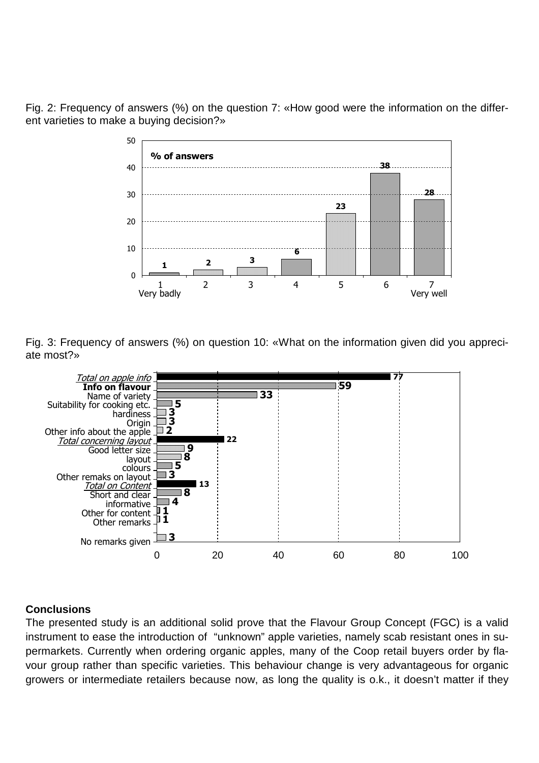Fig. 2: Frequency of answers (%) on the question 7: «How good were the information on the different varieties to make a buying decision?»

| Rating | % of answers |
|---|---|
| 1 (Very badly) | 1 |
| 2 | 2 |
| 3 | 3 |
| 4 | 6 |
| 5 | 23 |
| 6 | 38 |
| 7 (Very well) | 28 |

Fig. 3: Frequency of answers (%) on question 10: «What on the information given did you appreciate most?»

| Category | % |
|---|---|
| *Total on apple info* | 77 |
| **Info on flavour** | 59 |
| Name of variety | 33 |
| Suitability for cooking etc. | 5 |
| hardiness | 3 |
| Origin | 3 |
| Other info about the apple | 2 |
| *Total concerning layout* | 22 |
| Good letter size | 9 |
| layout | 8 |
| colours | 5 |
| Other remaks on layout | 3 |
| *Total on Content* | 13 |
| Short and clear | 8 |
| informative | 4 |
| Other for content | 1 |
| Other remarks | 1 |
| No remarks given | 3 |

## Conclusions

The presented study is an additional solid prove that the Flavour Group Concept (FGC) is a valid instrument to ease the introduction of "unknown" apple varieties, namely scab resistant ones in supermarkets. Currently when ordering organic apples, many of the Coop retail buyers order by flavour group rather than specific varieties. This behaviour change is very advantageous for organic growers or intermediate retailers because now, as long the quality is o.k., it doesn't matter if they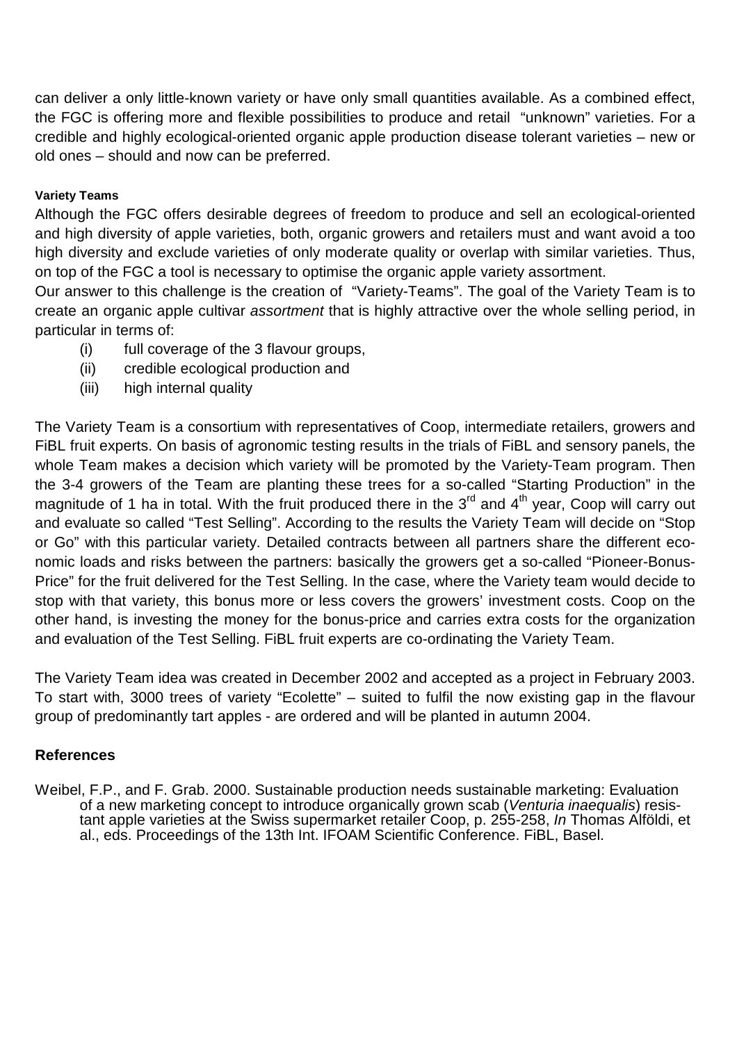can deliver a only little-known variety or have only small quantities available. As a combined effect, the FGC is offering more and flexible possibilities to produce and retail "unknown" varieties. For a credible and highly ecological-oriented organic apple production disease tolerant varieties – new or old ones – should and now can be preferred.

#### Variety Teams

Although the FGC offers desirable degrees of freedom to produce and sell an ecological-oriented and high diversity of apple varieties, both, organic growers and retailers must and want avoid a too high diversity and exclude varieties of only moderate quality or overlap with similar varieties. Thus, on top of the FGC a tool is necessary to optimise the organic apple variety assortment.

Our answer to this challenge is the creation of "Variety-Teams". The goal of the Variety Team is to create an organic apple cultivar *assortment* that is highly attractive over the whole selling period, in particular in terms of:

(i) full coverage of the 3 flavour groups,
(ii) credible ecological production and
(iii) high internal quality

The Variety Team is a consortium with representatives of Coop, intermediate retailers, growers and FiBL fruit experts. On basis of agronomic testing results in the trials of FiBL and sensory panels, the whole Team makes a decision which variety will be promoted by the Variety-Team program. Then the 3-4 growers of the Team are planting these trees for a so-called "Starting Production" in the magnitude of 1 ha in total. With the fruit produced there in the 3rd and 4th year, Coop will carry out and evaluate so called "Test Selling". According to the results the Variety Team will decide on "Stop or Go" with this particular variety. Detailed contracts between all partners share the different economic loads and risks between the partners: basically the growers get a so-called "Pioneer-Bonus-Price" for the fruit delivered for the Test Selling. In the case, where the Variety team would decide to stop with that variety, this bonus more or less covers the growers' investment costs. Coop on the other hand, is investing the money for the bonus-price and carries extra costs for the organization and evaluation of the Test Selling. FiBL fruit experts are co-ordinating the Variety Team.

The Variety Team idea was created in December 2002 and accepted as a project in February 2003. To start with, 3000 trees of variety "Ecolette" – suited to fulfil the now existing gap in the flavour group of predominantly tart apples - are ordered and will be planted in autumn 2004.

## References

Weibel, F.P., and F. Grab. 2000. Sustainable production needs sustainable marketing: Evaluation of a new marketing concept to introduce organically grown scab (*Venturia inaequalis*) resistant apple varieties at the Swiss supermarket retailer Coop, p. 255-258, *In* Thomas Alföldi, et al., eds. Proceedings of the 13th Int. IFOAM Scientific Conference. FiBL, Basel.